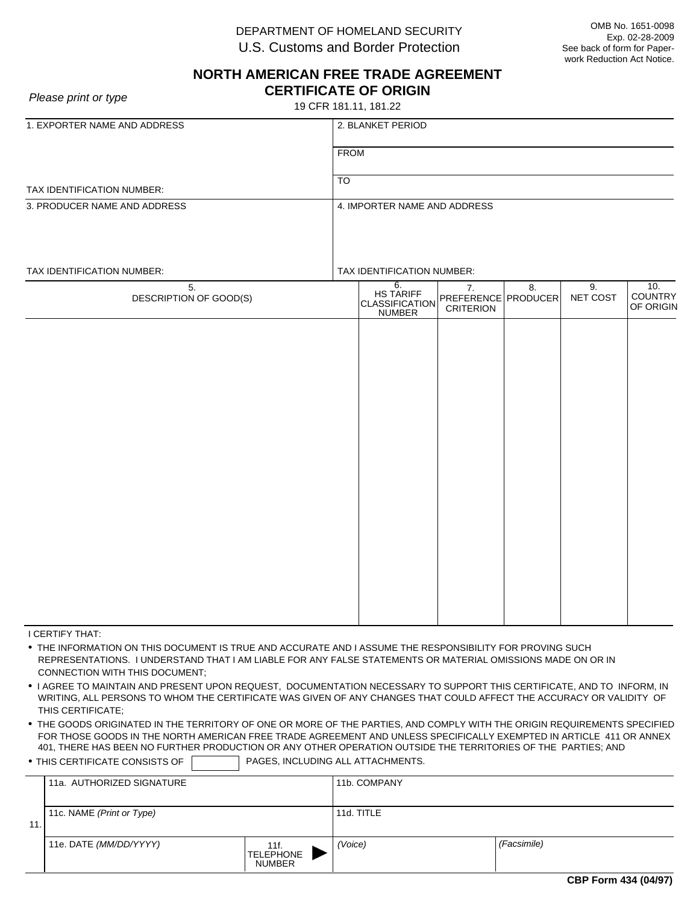DEPARTMENT OF HOMELAND SECURITY
U.S. Customs and Border Protection

OMB No. 1651-0098
Exp. 02-28-2009
See back of form for Paperwork Reduction Act Notice.

# NORTH AMERICAN FREE TRADE AGREEMENT
## CERTIFICATE OF ORIGIN

19 CFR 181.11, 181.22

*Please print or type*

| 1. EXPORTER NAME AND ADDRESS | 2. BLANKET PERIOD |
|---|---|
| | FROM |
| TAX IDENTIFICATION NUMBER: | TO |
| 3. PRODUCER NAME AND ADDRESS | 4. IMPORTER NAME AND ADDRESS |
| TAX IDENTIFICATION NUMBER: | TAX IDENTIFICATION NUMBER: |

| 5. DESCRIPTION OF GOOD(S) | 6. HS TARIFF CLASSIFICATION NUMBER | 7. PREFERENCE CRITERION | 8. PRODUCER | 9. NET COST | 10. COUNTRY OF ORIGIN |
|---|---|---|---|---|---|
| | | | | | |

I CERTIFY THAT:

- THE INFORMATION ON THIS DOCUMENT IS TRUE AND ACCURATE AND I ASSUME THE RESPONSIBILITY FOR PROVING SUCH REPRESENTATIONS. I UNDERSTAND THAT I AM LIABLE FOR ANY FALSE STATEMENTS OR MATERIAL OMISSIONS MADE ON OR IN CONNECTION WITH THIS DOCUMENT;
- I AGREE TO MAINTAIN AND PRESENT UPON REQUEST, DOCUMENTATION NECESSARY TO SUPPORT THIS CERTIFICATE, AND TO INFORM, IN WRITING, ALL PERSONS TO WHOM THE CERTIFICATE WAS GIVEN OF ANY CHANGES THAT COULD AFFECT THE ACCURACY OR VALIDITY OF THIS CERTIFICATE;
- THE GOODS ORIGINATED IN THE TERRITORY OF ONE OR MORE OF THE PARTIES, AND COMPLY WITH THE ORIGIN REQUIREMENTS SPECIFIED FOR THOSE GOODS IN THE NORTH AMERICAN FREE TRADE AGREEMENT AND UNLESS SPECIFICALLY EXEMPTED IN ARTICLE 411 OR ANNEX 401, THERE HAS BEEN NO FURTHER PRODUCTION OR ANY OTHER OPERATION OUTSIDE THE TERRITORIES OF THE PARTIES; AND
- THIS CERTIFICATE CONSISTS OF [ ] PAGES, INCLUDING ALL ATTACHMENTS.

| 11. | 11a. AUTHORIZED SIGNATURE | | 11b. COMPANY | |
|---|---|---|---|---|
| | 11c. NAME *(Print or Type)* | | 11d. TITLE | |
| | 11e. DATE *(MM/DD/YYYY)* | 11f. TELEPHONE NUMBER | *(Voice)* | *(Facsimile)* |

**CBP Form 434 (04/97)**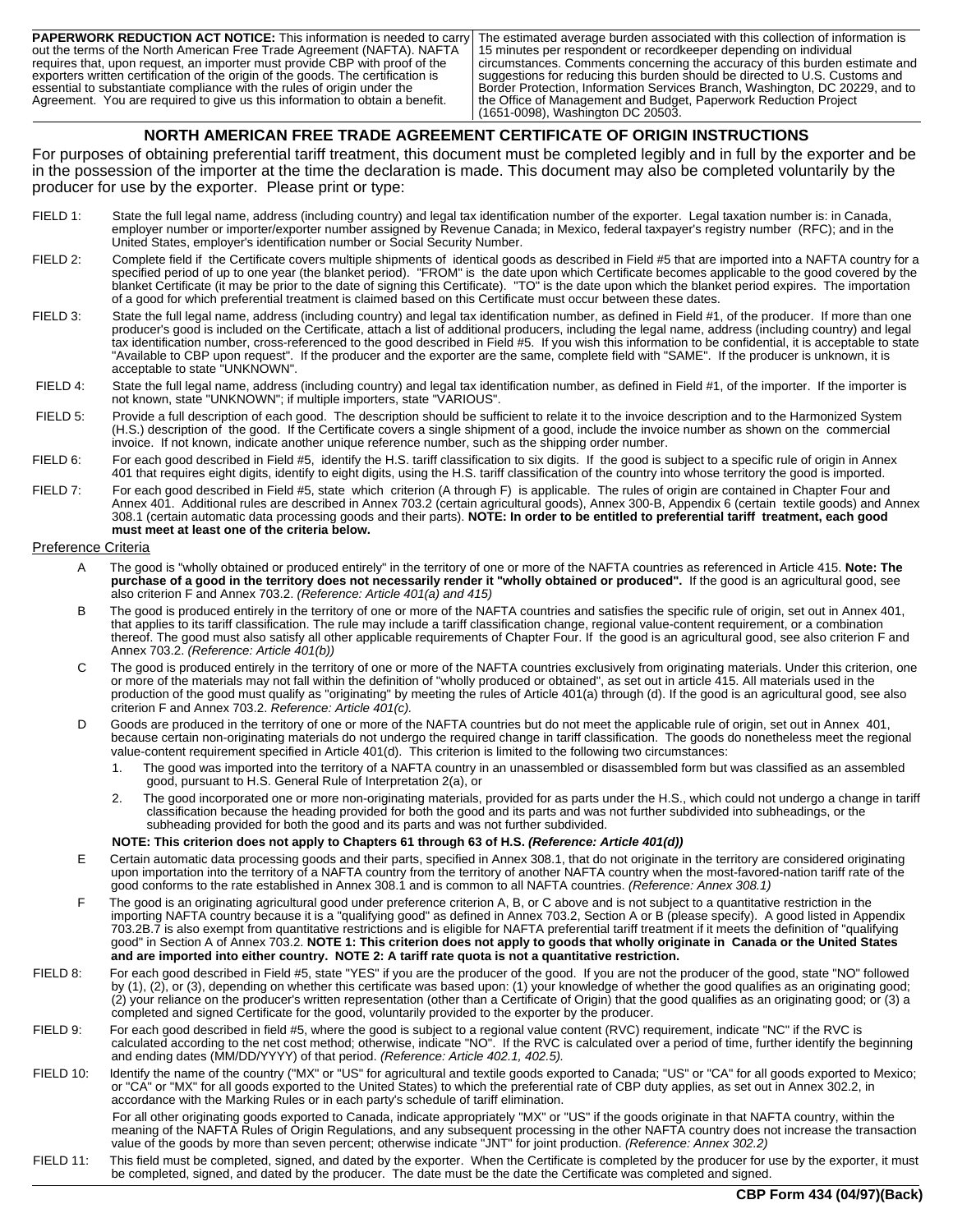**PAPERWORK REDUCTION ACT NOTICE:** This information is needed to carry out the terms of the North American Free Trade Agreement (NAFTA). NAFTA requires that, upon request, an importer must provide CBP with proof of the exporters written certification of the origin of the goods. The certification is essential to substantiate compliance with the rules of origin under the Agreement. You are required to give us this information to obtain a benefit.

The estimated average burden associated with this collection of information is 15 minutes per respondent or recordkeeper depending on individual circumstances. Comments concerning the accuracy of this burden estimate and suggestions for reducing this burden should be directed to U.S. Customs and Border Protection, Information Services Branch, Washington, DC 20229, and to the Office of Management and Budget, Paperwork Reduction Project (1651-0098), Washington DC 20503.

## NORTH AMERICAN FREE TRADE AGREEMENT CERTIFICATE OF ORIGIN INSTRUCTIONS

For purposes of obtaining preferential tariff treatment, this document must be completed legibly and in full by the exporter and be in the possession of the importer at the time the declaration is made. This document may also be completed voluntarily by the producer for use by the exporter. Please print or type:

FIELD 1: State the full legal name, address (including country) and legal tax identification number of the exporter. Legal taxation number is: in Canada, employer number or importer/exporter number assigned by Revenue Canada; in Mexico, federal taxpayer's registry number (RFC); and in the United States, employer's identification number or Social Security Number.

FIELD 2: Complete field if the Certificate covers multiple shipments of identical goods as described in Field #5 that are imported into a NAFTA country for a specified period of up to one year (the blanket period). "FROM" is the date upon which Certificate becomes applicable to the good covered by the blanket Certificate (it may be prior to the date of signing this Certificate). "TO" is the date upon which the blanket period expires. The importation of a good for which preferential treatment is claimed based on this Certificate must occur between these dates.

FIELD 3: State the full legal name, address (including country) and legal tax identification number, as defined in Field #1, of the producer. If more than one producer's good is included on the Certificate, attach a list of additional producers, including the legal name, address (including country) and legal tax identification number, cross-referenced to the good described in Field #5. If you wish this information to be confidential, it is acceptable to state "Available to CBP upon request". If the producer and the exporter are the same, complete field with "SAME". If the producer is unknown, it is acceptable to state "UNKNOWN".

FIELD 4: State the full legal name, address (including country) and legal tax identification number, as defined in Field #1, of the importer. If the importer is not known, state "UNKNOWN"; if multiple importers, state "VARIOUS".

FIELD 5: Provide a full description of each good. The description should be sufficient to relate it to the invoice description and to the Harmonized System (H.S.) description of the good. If the Certificate covers a single shipment of a good, include the invoice number as shown on the commercial invoice. If not known, indicate another unique reference number, such as the shipping order number.

FIELD 6: For each good described in Field #5, identify the H.S. tariff classification to six digits. If the good is subject to a specific rule of origin in Annex 401 that requires eight digits, identify to eight digits, using the H.S. tariff classification of the country into whose territory the good is imported.

FIELD 7: For each good described in Field #5, state which criterion (A through F) is applicable. The rules of origin are contained in Chapter Four and Annex 401. Additional rules are described in Annex 703.2 (certain agricultural goods), Annex 300-B, Appendix 6 (certain textile goods) and Annex 308.1 (certain automatic data processing goods and their parts). **NOTE: In order to be entitled to preferential tariff treatment, each good must meet at least one of the criteria below.**

Preference Criteria

A The good is "wholly obtained or produced entirely" in the territory of one or more of the NAFTA countries as referenced in Article 415. **Note: The purchase of a good in the territory does not necessarily render it "wholly obtained or produced".** If the good is an agricultural good, see also criterion F and Annex 703.2. *(Reference: Article 401(a) and 415)*

B The good is produced entirely in the territory of one or more of the NAFTA countries and satisfies the specific rule of origin, set out in Annex 401, that applies to its tariff classification. The rule may include a tariff classification change, regional value-content requirement, or a combination thereof. The good must also satisfy all other applicable requirements of Chapter Four. If the good is an agricultural good, see also criterion F and Annex 703.2. *(Reference: Article 401(b))*

C The good is produced entirely in the territory of one or more of the NAFTA countries exclusively from originating materials. Under this criterion, one or more of the materials may not fall within the definition of "wholly produced or obtained", as set out in article 415. All materials used in the production of the good must qualify as "originating" by meeting the rules of Article 401(a) through (d). If the good is an agricultural good, see also criterion F and Annex 703.2. *Reference: Article 401(c).*

D Goods are produced in the territory of one or more of the NAFTA countries but do not meet the applicable rule of origin, set out in Annex 401, because certain non-originating materials do not undergo the required change in tariff classification. The goods do nonetheless meet the regional value-content requirement specified in Article 401(d). This criterion is limited to the following two circumstances:

1. The good was imported into the territory of a NAFTA country in an unassembled or disassembled form but was classified as an assembled good, pursuant to H.S. General Rule of Interpretation 2(a), or
2. The good incorporated one or more non-originating materials, provided for as parts under the H.S., which could not undergo a change in tariff classification because the heading provided for both the good and its parts and was not further subdivided into subheadings, or the subheading provided for both the good and its parts and was not further subdivided.

**NOTE: This criterion does not apply to Chapters 61 through 63 of H.S. *(Reference: Article 401(d))***

E Certain automatic data processing goods and their parts, specified in Annex 308.1, that do not originate in the territory are considered originating upon importation into the territory of a NAFTA country from the territory of another NAFTA country when the most-favored-nation tariff rate of the good conforms to the rate established in Annex 308.1 and is common to all NAFTA countries. *(Reference: Annex 308.1)*

F The good is an originating agricultural good under preference criterion A, B, or C above and is not subject to a quantitative restriction in the importing NAFTA country because it is a "qualifying good" as defined in Annex 703.2, Section A or B (please specify). A good listed in Appendix 703.2B.7 is also exempt from quantitative restrictions and is eligible for NAFTA preferential tariff treatment if it meets the definition of "qualifying good" in Section A of Annex 703.2. **NOTE 1: This criterion does not apply to goods that wholly originate in Canada or the United States and are imported into either country. NOTE 2: A tariff rate quota is not a quantitative restriction.**

FIELD 8: For each good described in Field #5, state "YES" if you are the producer of the good. If you are not the producer of the good, state "NO" followed by (1), (2), or (3), depending on whether this certificate was based upon: (1) your knowledge of whether the good qualifies as an originating good; (2) your reliance on the producer's written representation (other than a Certificate of Origin) that the good qualifies as an originating good; or (3) a completed and signed Certificate for the good, voluntarily provided to the exporter by the producer.

FIELD 9: For each good described in field #5, where the good is subject to a regional value content (RVC) requirement, indicate "NC" if the RVC is calculated according to the net cost method; otherwise, indicate "NO". If the RVC is calculated over a period of time, further identify the beginning and ending dates (MM/DD/YYYY) of that period. *(Reference: Article 402.1, 402.5).*

FIELD 10: Identify the name of the country ("MX" or "US" for agricultural and textile goods exported to Canada; "US" or "CA" for all goods exported to Mexico; or "CA" or "MX" for all goods exported to the United States) to which the preferential rate of CBP duty applies, as set out in Annex 302.2, in accordance with the Marking Rules or in each party's schedule of tariff elimination.

For all other originating goods exported to Canada, indicate appropriately "MX" or "US" if the goods originate in that NAFTA country, within the meaning of the NAFTA Rules of Origin Regulations, and any subsequent processing in the other NAFTA country does not increase the transaction value of the goods by more than seven percent; otherwise indicate "JNT" for joint production. *(Reference: Annex 302.2)*

FIELD 11: This field must be completed, signed, and dated by the exporter. When the Certificate is completed by the producer for use by the exporter, it must be completed, signed, and dated by the producer. The date must be the date the Certificate was completed and signed.

**CBP Form 434 (04/97)(Back)**